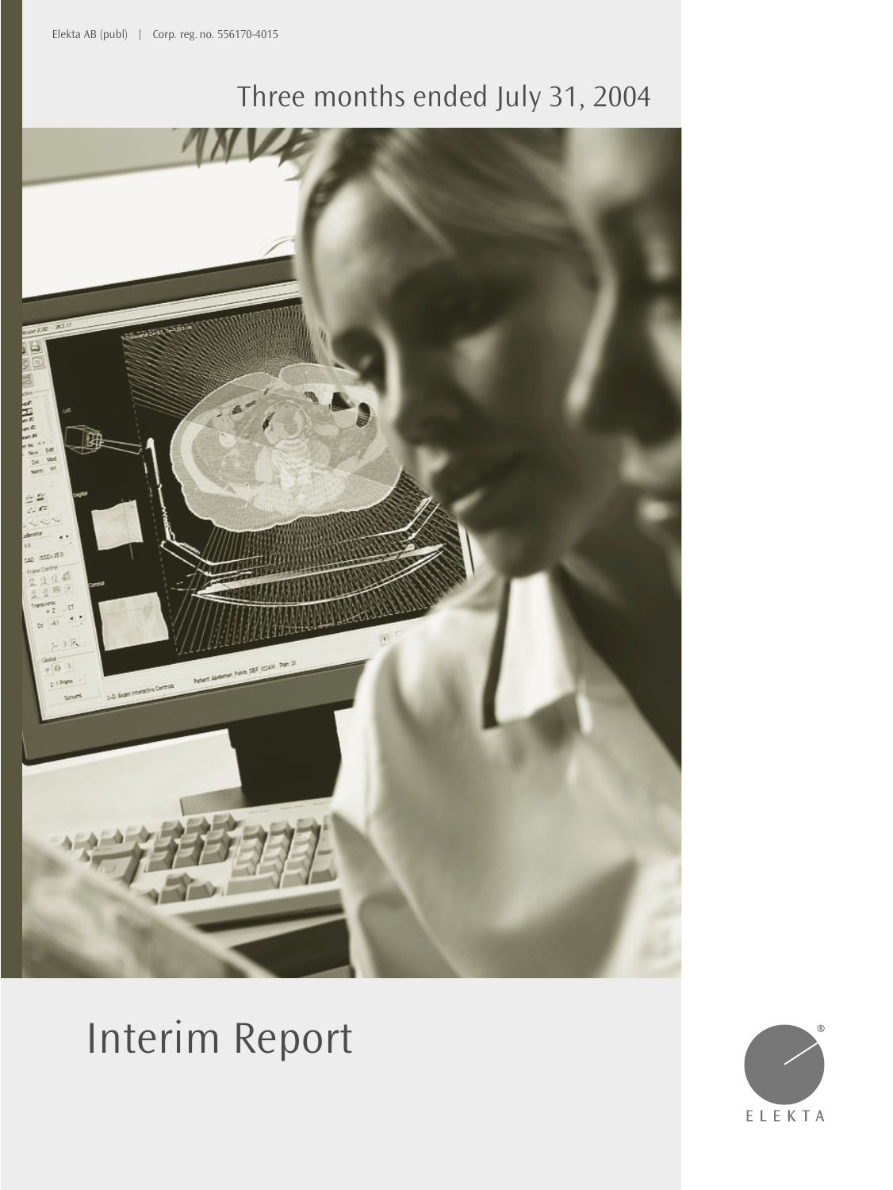Elekta AB (publ) | Corp. reg. no. 556170-4015

Three months ended July 31, 2004

# Interim Report

ELEKTA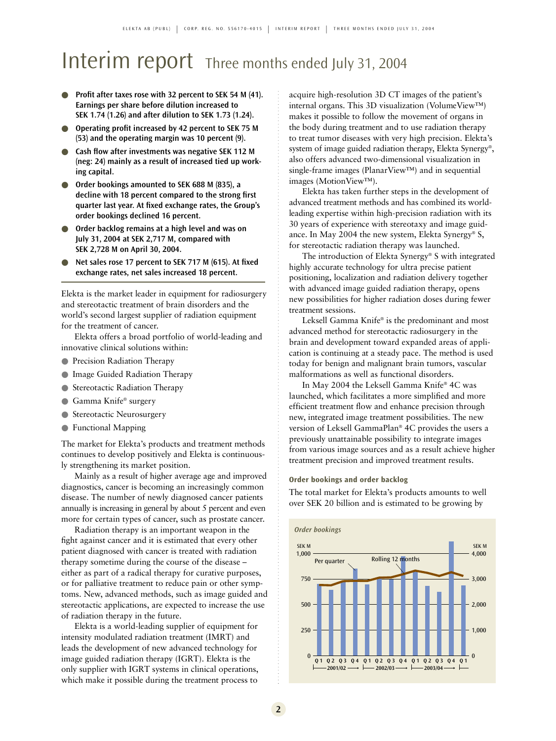# Interim report Three months ended July 31, 2004

- **Profit after taxes rose with 32 percent to SEK 54 M (41). Earnings per share before dilution increased to SEK 1.74 (1.26) and after dilution to SEK 1.73 (1.24).**
- **Operating profit increased by 42 percent to SEK 75 M (53) and the operating margin was 10 percent (9).**
- **Cash flow after investments was negative SEK 112 M (neg: 24) mainly as a result of increased tied up working capital.**
- **Order bookings amounted to SEK 688 M (835), a decline with 18 percent compared to the strong first quarter last year. At fixed exchange rates, the Group's order bookings declined 16 percent.**
- **Order backlog remains at a high level and was on July 31, 2004 at SEK 2,717 M, compared with SEK 2,728 M on April 30, 2004.**
- **Net sales rose 17 percent to SEK 717 M (615). At fixed exchange rates, net sales increased 18 percent.**

Elekta is the market leader in equipment for radiosurgery and stereotactic treatment of brain disorders and the world's second largest supplier of radiation equipment for the treatment of cancer.

Elekta offers a broad portfolio of world-leading and innovative clinical solutions within:

- Precision Radiation Therapy
- Image Guided Radiation Therapy
- Stereotactic Radiation Therapy
- Gamma Knife® surgery
- Stereotactic Neurosurgery
- Functional Mapping

The market for Elekta's products and treatment methods continues to develop positively and Elekta is continuously strengthening its market position.

Mainly as a result of higher average age and improved diagnostics, cancer is becoming an increasingly common disease. The number of newly diagnosed cancer patients annually is increasing in general by about 5 percent and even more for certain types of cancer, such as prostate cancer.

Radiation therapy is an important weapon in the fight against cancer and it is estimated that every other patient diagnosed with cancer is treated with radiation therapy sometime during the course of the disease – either as part of a radical therapy for curative purposes, or for palliative treatment to reduce pain or other symptoms. New, advanced methods, such as image guided and stereotactic applications, are expected to increase the use of radiation therapy in the future.

Elekta is a world-leading supplier of equipment for intensity modulated radiation treatment (IMRT) and leads the development of new advanced technology for image guided radiation therapy (IGRT). Elekta is the only supplier with IGRT systems in clinical operations, which make it possible during the treatment process to acquire high-resolution 3D CT images of the patient's internal organs. This 3D visualization (VolumeView™) makes it possible to follow the movement of organs in the body during treatment and to use radiation therapy to treat tumor diseases with very high precision. Elekta's system of image guided radiation therapy, Elekta Synergy®, also offers advanced two-dimensional visualization in single-frame images (PlanarView™) and in sequential images (MotionView™).

Elekta has taken further steps in the development of advanced treatment methods and has combined its world-leading expertise within high-precision radiation with its 30 years of experience with stereotaxy and image guidance. In May 2004 the new system, Elekta Synergy® S, for stereotactic radiation therapy was launched.

The introduction of Elekta Synergy® S with integrated highly accurate technology for ultra precise patient positioning, localization and radiation delivery together with advanced image guided radiation therapy, opens new possibilities for higher radiation doses during fewer treatment sessions.

Leksell Gamma Knife® is the predominant and most advanced method for stereotactic radiosurgery in the brain and development toward expanded areas of application is continuing at a steady pace. The method is used today for benign and malignant brain tumors, vascular malformations as well as functional disorders.

In May 2004 the Leksell Gamma Knife® 4C was launched, which facilitates a more simplified and more efficient treatment flow and enhance precision through new, integrated image treatment possibilities. The new version of Leksell GammaPlan® 4C provides the users a previously unattainable possibility to integrate images from various image sources and as a result achieve higher treatment precision and improved treatment results.

### Order bookings and order backlog

The total market for Elekta's products amounts to well over SEK 20 billion and is estimated to be growing by

*Order bookings*

SEK M (Per quarter, left axis 0–1,000); SEK M (Rolling 12 months, right axis 0–4,000)

Q1 Q2 Q3 Q4 2001/02 — Q1 Q2 Q3 Q4 2002/03 — Q1 Q2 Q3 Q4 2003/04 — Q1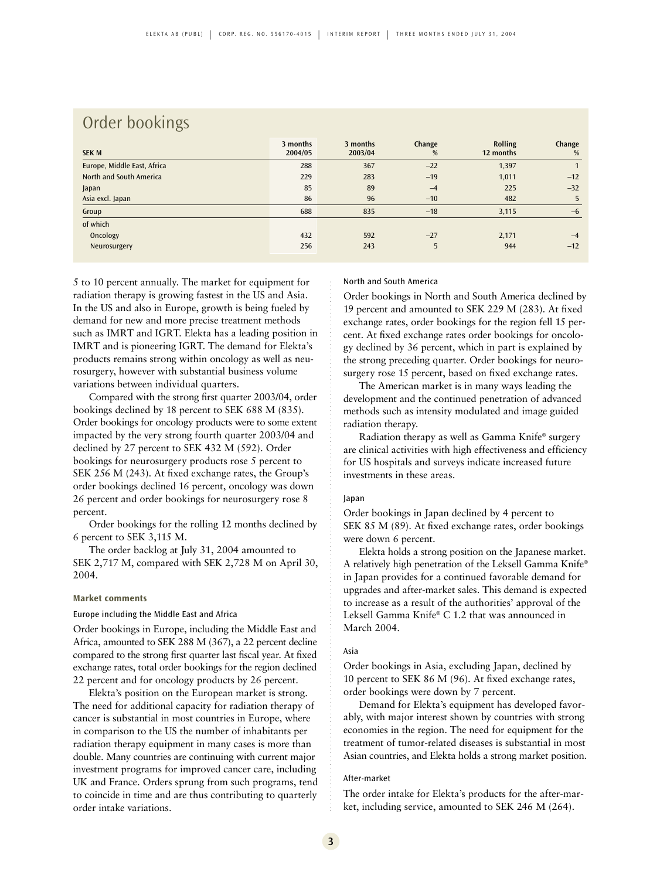# Order bookings

| SEK M | 3 months 2004/05 | 3 months 2003/04 | Change % | Rolling 12 months | Change % |
|---|---|---|---|---|---|
| Europe, Middle East, Africa | 288 | 367 | –22 | 1,397 | 1 |
| North and South America | 229 | 283 | –19 | 1,011 | –12 |
| Japan | 85 | 89 | –4 | 225 | –32 |
| Asia excl. Japan | 86 | 96 | –10 | 482 | 5 |
| Group | 688 | 835 | –18 | 3,115 | –6 |
| of which | | | | | |
| Oncology | 432 | 592 | –27 | 2,171 | –4 |
| Neurosurgery | 256 | 243 | 5 | 944 | –12 |

5 to 10 percent annually. The market for equipment for radiation therapy is growing fastest in the US and Asia. In the US and also in Europe, growth is being fueled by demand for new and more precise treatment methods such as IMRT and IGRT. Elekta has a leading position in IMRT and is pioneering IGRT. The demand for Elekta's products remains strong within oncology as well as neurosurgery, however with substantial business volume variations between individual quarters.

Compared with the strong first quarter 2003/04, order bookings declined by 18 percent to SEK 688 M (835). Order bookings for oncology products were to some extent impacted by the very strong fourth quarter 2003/04 and declined by 27 percent to SEK 432 M (592). Order bookings for neurosurgery products rose 5 percent to SEK 256 M (243). At fixed exchange rates, the Group's order bookings declined 16 percent, oncology was down 26 percent and order bookings for neurosurgery rose 8 percent.

Order bookings for the rolling 12 months declined by 6 percent to SEK 3,115 M.

The order backlog at July 31, 2004 amounted to SEK 2,717 M, compared with SEK 2,728 M on April 30, 2004.

**Market comments**

Europe including the Middle East and Africa

Order bookings in Europe, including the Middle East and Africa, amounted to SEK 288 M (367), a 22 percent decline compared to the strong first quarter last fiscal year. At fixed exchange rates, total order bookings for the region declined 22 percent and for oncology products by 26 percent.

Elekta's position on the European market is strong. The need for additional capacity for radiation therapy of cancer is substantial in most countries in Europe, where in comparison to the US the number of inhabitants per radiation therapy equipment in many cases is more than double. Many countries are continuing with current major investment programs for improved cancer care, including UK and France. Orders sprung from such programs, tend to coincide in time and are thus contributing to quarterly order intake variations.

North and South America

Order bookings in North and South America declined by 19 percent and amounted to SEK 229 M (283). At fixed exchange rates, order bookings for the region fell 15 percent. At fixed exchange rates order bookings for oncology declined by 36 percent, which in part is explained by the strong preceding quarter. Order bookings for neurosurgery rose 15 percent, based on fixed exchange rates.

The American market is in many ways leading the development and the continued penetration of advanced methods such as intensity modulated and image guided radiation therapy.

Radiation therapy as well as Gamma Knife® surgery are clinical activities with high effectiveness and efficiency for US hospitals and surveys indicate increased future investments in these areas.

Japan

Order bookings in Japan declined by 4 percent to SEK 85 M (89). At fixed exchange rates, order bookings were down 6 percent.

Elekta holds a strong position on the Japanese market. A relatively high penetration of the Leksell Gamma Knife® in Japan provides for a continued favorable demand for upgrades and after-market sales. This demand is expected to increase as a result of the authorities' approval of the Leksell Gamma Knife® C 1.2 that was announced in March 2004.

Asia

Order bookings in Asia, excluding Japan, declined by 10 percent to SEK 86 M (96). At fixed exchange rates, order bookings were down by 7 percent.

Demand for Elekta's equipment has developed favorably, with major interest shown by countries with strong economies in the region. The need for equipment for the treatment of tumor-related diseases is substantial in most Asian countries, and Elekta holds a strong market position.

After-market

The order intake for Elekta's products for the after-market, including service, amounted to SEK 246 M (264).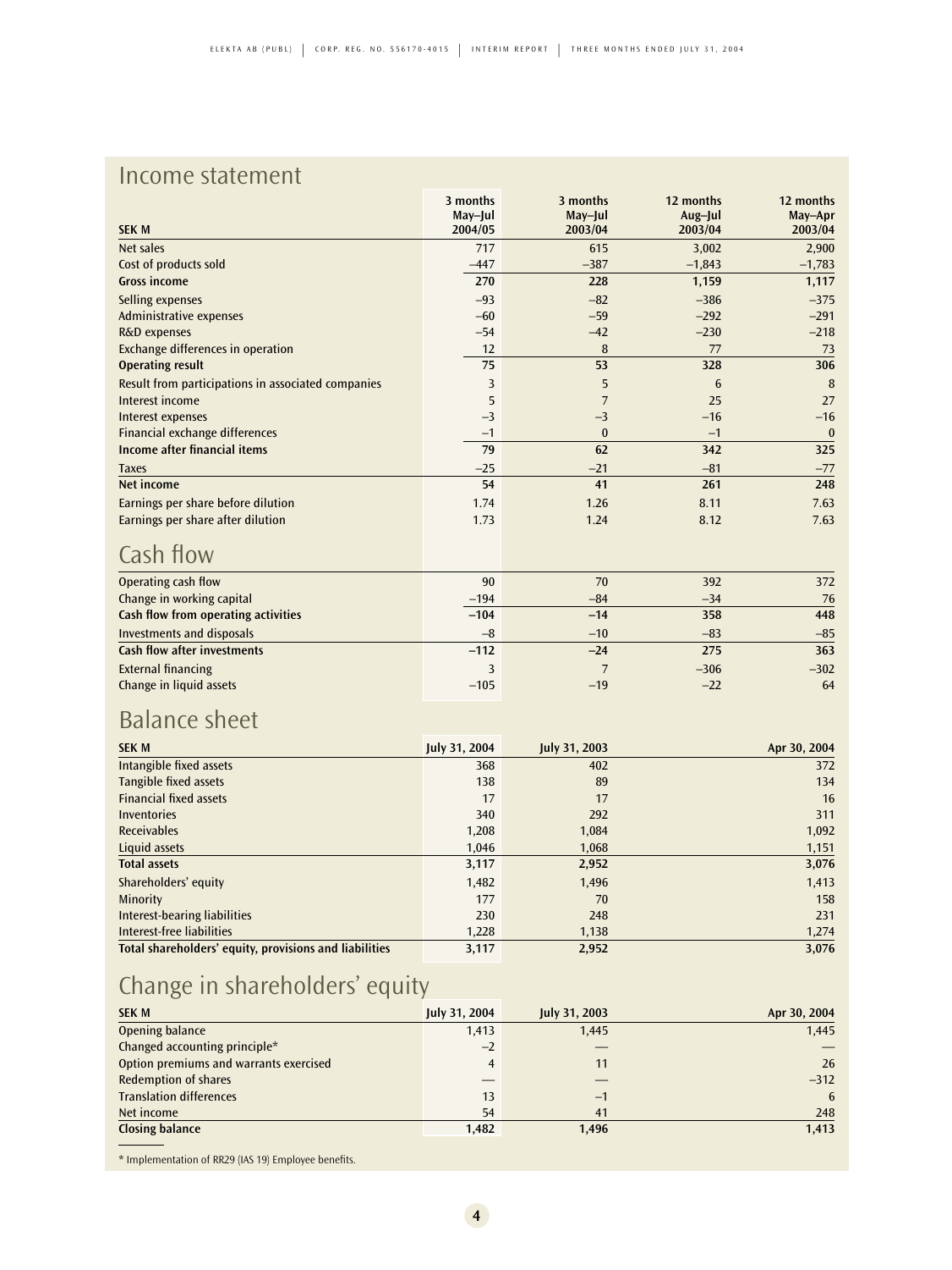## Income statement

| SEK M | 3 months May–Jul 2004/05 | 3 months May–Jul 2003/04 | 12 months Aug–Jul 2003/04 | 12 months May–Apr 2003/04 |
|---|---|---|---|---|
| Net sales | 717 | 615 | 3,002 | 2,900 |
| Cost of products sold | –447 | –387 | –1,843 | –1,783 |
| **Gross income** | **270** | **228** | **1,159** | **1,117** |
| Selling expenses | –93 | –82 | –386 | –375 |
| Administrative expenses | –60 | –59 | –292 | –291 |
| R&D expenses | –54 | –42 | –230 | –218 |
| Exchange differences in operation | 12 | 8 | 77 | 73 |
| **Operating result** | **75** | **53** | **328** | **306** |
| Result from participations in associated companies | 3 | 5 | 6 | 8 |
| Interest income | 5 | 7 | 25 | 27 |
| Interest expenses | –3 | –3 | –16 | –16 |
| Financial exchange differences | –1 | 0 | –1 | 0 |
| **Income after financial items** | **79** | **62** | **342** | **325** |
| Taxes | –25 | –21 | –81 | –77 |
| **Net income** | **54** | **41** | **261** | **248** |
| Earnings per share before dilution | 1.74 | 1.26 | 8.11 | 7.63 |
| Earnings per share after dilution | 1.73 | 1.24 | 8.12 | 7.63 |

## Cash flow

| | 3 months May–Jul 2004/05 | 3 months May–Jul 2003/04 | 12 months Aug–Jul 2003/04 | 12 months May–Apr 2003/04 |
|---|---|---|---|---|
| Operating cash flow | 90 | 70 | 392 | 372 |
| Change in working capital | –194 | –84 | –34 | 76 |
| **Cash flow from operating activities** | **–104** | **–14** | **358** | **448** |
| Investments and disposals | –8 | –10 | –83 | –85 |
| **Cash flow after investments** | **–112** | **–24** | **275** | **363** |
| External financing | 3 | 7 | –306 | –302 |
| Change in liquid assets | –105 | –19 | –22 | 64 |

## Balance sheet

| SEK M | July 31, 2004 | July 31, 2003 | Apr 30, 2004 |
|---|---|---|---|
| Intangible fixed assets | 368 | 402 | 372 |
| Tangible fixed assets | 138 | 89 | 134 |
| Financial fixed assets | 17 | 17 | 16 |
| Inventories | 340 | 292 | 311 |
| Receivables | 1,208 | 1,084 | 1,092 |
| Liquid assets | 1,046 | 1,068 | 1,151 |
| **Total assets** | **3,117** | **2,952** | **3,076** |
| Shareholders' equity | 1,482 | 1,496 | 1,413 |
| Minority | 177 | 70 | 158 |
| Interest-bearing liabilities | 230 | 248 | 231 |
| Interest-free liabilities | 1,228 | 1,138 | 1,274 |
| **Total shareholders' equity, provisions and liabilities** | **3,117** | **2,952** | **3,076** |

## Change in shareholders' equity

| SEK M | July 31, 2004 | July 31, 2003 | Apr 30, 2004 |
|---|---|---|---|
| Opening balance | 1,413 | 1,445 | 1,445 |
| Changed accounting principle* | –2 | — | — |
| Option premiums and warrants exercised | 4 | 11 | 26 |
| Redemption of shares | — | — | –312 |
| Translation differences | 13 | –1 | 6 |
| Net income | 54 | 41 | 248 |
| **Closing balance** | **1,482** | **1,496** | **1,413** |

* Implementation of RR29 (IAS 19) Employee benefits.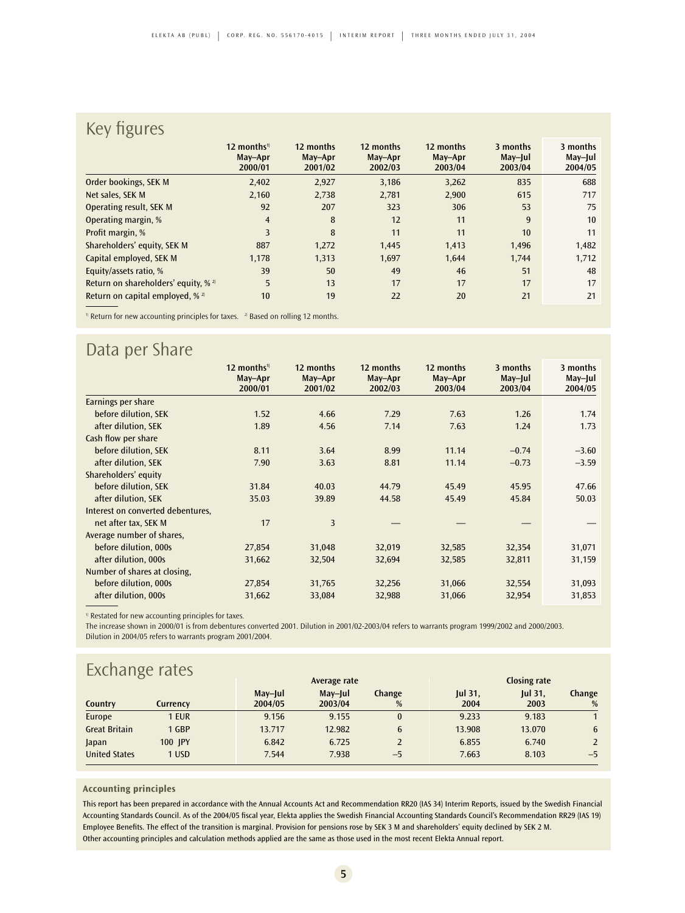## Key figures

| | 12 months[1] May–Apr 2000/01 | 12 months May–Apr 2001/02 | 12 months May–Apr 2002/03 | 12 months May–Apr 2003/04 | 3 months May–Jul 2003/04 | 3 months May–Jul 2004/05 |
|---|---|---|---|---|---|---|
| Order bookings, SEK M | 2,402 | 2,927 | 3,186 | 3,262 | 835 | 688 |
| Net sales, SEK M | 2,160 | 2,738 | 2,781 | 2,900 | 615 | 717 |
| Operating result, SEK M | 92 | 207 | 323 | 306 | 53 | 75 |
| Operating margin, % | 4 | 8 | 12 | 11 | 9 | 10 |
| Profit margin, % | 3 | 8 | 11 | 11 | 10 | 11 |
| Shareholders' equity, SEK M | 887 | 1,272 | 1,445 | 1,413 | 1,496 | 1,482 |
| Capital employed, SEK M | 1,178 | 1,313 | 1,697 | 1,644 | 1,744 | 1,712 |
| Equity/assets ratio, % | 39 | 50 | 49 | 46 | 51 | 48 |
| Return on shareholders' equity, % [2] | 5 | 13 | 17 | 17 | 17 | 17 |
| Return on capital employed, % [2] | 10 | 19 | 22 | 20 | 21 | 21 |

[1] Return for new accounting principles for taxes. [2] Based on rolling 12 months.

## Data per Share

| | 12 months[1] May–Apr 2000/01 | 12 months May–Apr 2001/02 | 12 months May–Apr 2002/03 | 12 months May–Apr 2003/04 | 3 months May–Jul 2003/04 | 3 months May–Jul 2004/05 |
|---|---|---|---|---|---|---|
| Earnings per share | | | | | | |
| before dilution, SEK | 1.52 | 4.66 | 7.29 | 7.63 | 1.26 | 1.74 |
| after dilution, SEK | 1.89 | 4.56 | 7.14 | 7.63 | 1.24 | 1.73 |
| Cash flow per share | | | | | | |
| before dilution, SEK | 8.11 | 3.64 | 8.99 | 11.14 | –0.74 | –3.60 |
| after dilution, SEK | 7.90 | 3.63 | 8.81 | 11.14 | –0.73 | –3.59 |
| Shareholders' equity | | | | | | |
| before dilution, SEK | 31.84 | 40.03 | 44.79 | 45.49 | 45.95 | 47.66 |
| after dilution, SEK | 35.03 | 39.89 | 44.58 | 45.49 | 45.84 | 50.03 |
| Interest on converted debentures, | | | | | | |
| net after tax, SEK M | 17 | 3 | — | — | — | — |
| Average number of shares, | | | | | | |
| before dilution, 000s | 27,854 | 31,048 | 32,019 | 32,585 | 32,354 | 31,071 |
| after dilution, 000s | 31,662 | 32,504 | 32,694 | 32,585 | 32,811 | 31,159 |
| Number of shares at closing, | | | | | | |
| before dilution, 000s | 27,854 | 31,765 | 32,256 | 31,066 | 32,554 | 31,093 |
| after dilution, 000s | 31,662 | 33,084 | 32,988 | 31,066 | 32,954 | 31,853 |

[1] Restated for new accounting principles for taxes.

The increase shown in 2000/01 is from debentures converted 2001. Dilution in 2001/02-2003/04 refers to warrants program 1999/2002 and 2000/2003.
Dilution in 2004/05 refers to warrants program 2001/2004.

## Exchange rates

| | | Average rate | | | Closing rate | | |
|---|---|---|---|---|---|---|---|
| Country | Currency | May–Jul 2004/05 | May–Jul 2003/04 | Change % | Jul 31, 2004 | Jul 31, 2003 | Change % |
| Europe | 1 EUR | 9.156 | 9.155 | 0 | 9.233 | 9.183 | 1 |
| Great Britain | 1 GBP | 13.717 | 12.982 | 6 | 13.908 | 13.070 | 6 |
| Japan | 100 JPY | 6.842 | 6.725 | 2 | 6.855 | 6.740 | 2 |
| United States | 1 USD | 7.544 | 7.938 | –5 | 7.663 | 8.103 | –5 |

### Accounting principles

This report has been prepared in accordance with the Annual Accounts Act and Recommendation RR20 (IAS 34) Interim Reports, issued by the Swedish Financial Accounting Standards Council. As of the 2004/05 fiscal year, Elekta applies the Swedish Financial Accounting Standards Council's Recommendation RR29 (IAS 19) Employee Benefits. The effect of the transition is marginal. Provision for pensions rose by SEK 3 M and shareholders' equity declined by SEK 2 M.
Other accounting principles and calculation methods applied are the same as those used in the most recent Elekta Annual report.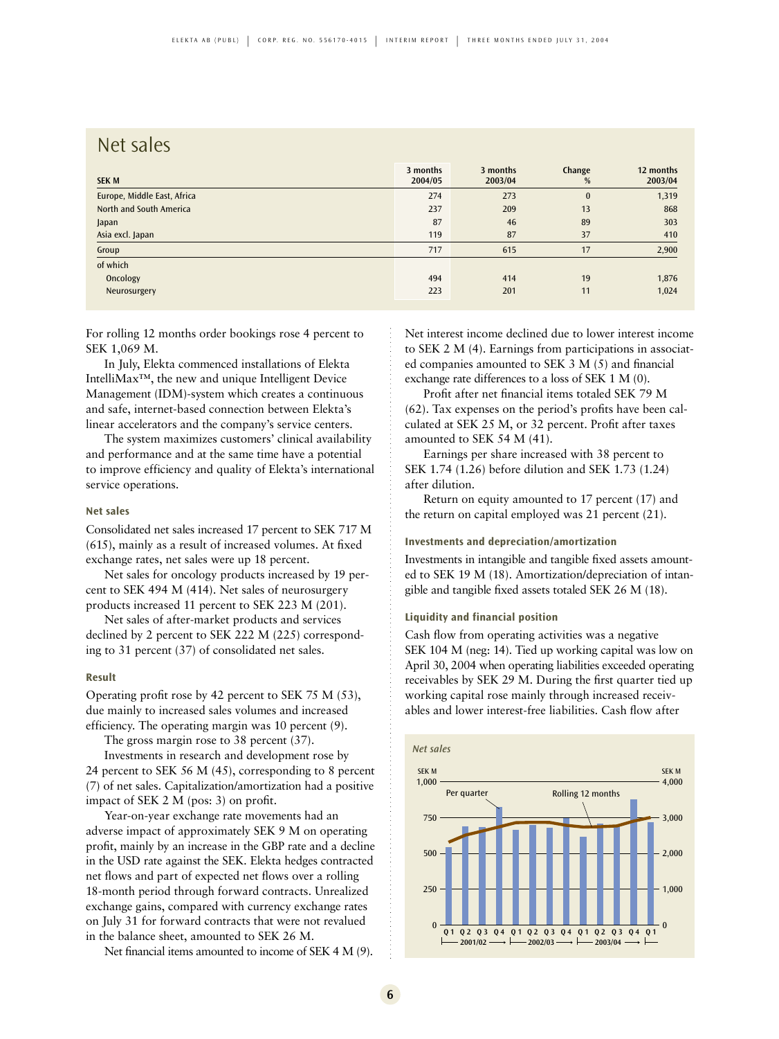## Net sales

| SEK M | 3 months 2004/05 | 3 months 2003/04 | Change % | 12 months 2003/04 |
|---|---|---|---|---|
| Europe, Middle East, Africa | 274 | 273 | 0 | 1,319 |
| North and South America | 237 | 209 | 13 | 868 |
| Japan | 87 | 46 | 89 | 303 |
| Asia excl. Japan | 119 | 87 | 37 | 410 |
| Group | 717 | 615 | 17 | 2,900 |
| of which | | | | |
| Oncology | 494 | 414 | 19 | 1,876 |
| Neurosurgery | 223 | 201 | 11 | 1,024 |

For rolling 12 months order bookings rose 4 percent to SEK 1,069 M.

In July, Elekta commenced installations of Elekta IntelliMax™, the new and unique Intelligent Device Management (IDM)-system which creates a continuous and safe, internet-based connection between Elekta's linear accelerators and the company's service centers.

The system maximizes customers' clinical availability and performance and at the same time have a potential to improve efficiency and quality of Elekta's international service operations.

### Net sales

Consolidated net sales increased 17 percent to SEK 717 M (615), mainly as a result of increased volumes. At fixed exchange rates, net sales were up 18 percent.

Net sales for oncology products increased by 19 percent to SEK 494 M (414). Net sales of neurosurgery products increased 11 percent to SEK 223 M (201).

Net sales of after-market products and services declined by 2 percent to SEK 222 M (225) corresponding to 31 percent (37) of consolidated net sales.

### Result

Operating profit rose by 42 percent to SEK 75 M (53), due mainly to increased sales volumes and increased efficiency. The operating margin was 10 percent (9).

The gross margin rose to 38 percent (37).

Investments in research and development rose by 24 percent to SEK 56 M (45), corresponding to 8 percent (7) of net sales. Capitalization/amortization had a positive impact of SEK 2 M (pos: 3) on profit.

Year-on-year exchange rate movements had an adverse impact of approximately SEK 9 M on operating profit, mainly by an increase in the GBP rate and a decline in the USD rate against the SEK. Elekta hedges contracted net flows and part of expected net flows over a rolling 18-month period through forward contracts. Unrealized exchange gains, compared with currency exchange rates on July 31 for forward contracts that were not revalued in the balance sheet, amounted to SEK 26 M.

Net financial items amounted to income of SEK 4 M (9). Net interest income declined due to lower interest income to SEK 2 M (4). Earnings from participations in associated companies amounted to SEK 3 M (5) and financial exchange rate differences to a loss of SEK 1 M (0).

Profit after net financial items totaled SEK 79 M (62). Tax expenses on the period's profits have been calculated at SEK 25 M, or 32 percent. Profit after taxes amounted to SEK 54 M (41).

Earnings per share increased with 38 percent to SEK 1.74 (1.26) before dilution and SEK 1.73 (1.24) after dilution.

Return on equity amounted to 17 percent (17) and the return on capital employed was 21 percent (21).

### Investments and depreciation/amortization

Investments in intangible and tangible fixed assets amounted to SEK 19 M (18). Amortization/depreciation of intangible and tangible fixed assets totaled SEK 26 M (18).

### Liquidity and financial position

Cash flow from operating activities was a negative SEK 104 M (neg: 14). Tied up working capital was low on April 30, 2004 when operating liabilities exceeded operating receivables by SEK 29 M. During the first quarter tied up working capital rose mainly through increased receivables and lower interest-free liabilities. Cash flow after

*Net sales*

SEK M — Per quarter / Rolling 12 months — Q1 Q2 Q3 Q4 2001/02, 2002/03, 2003/04, Q1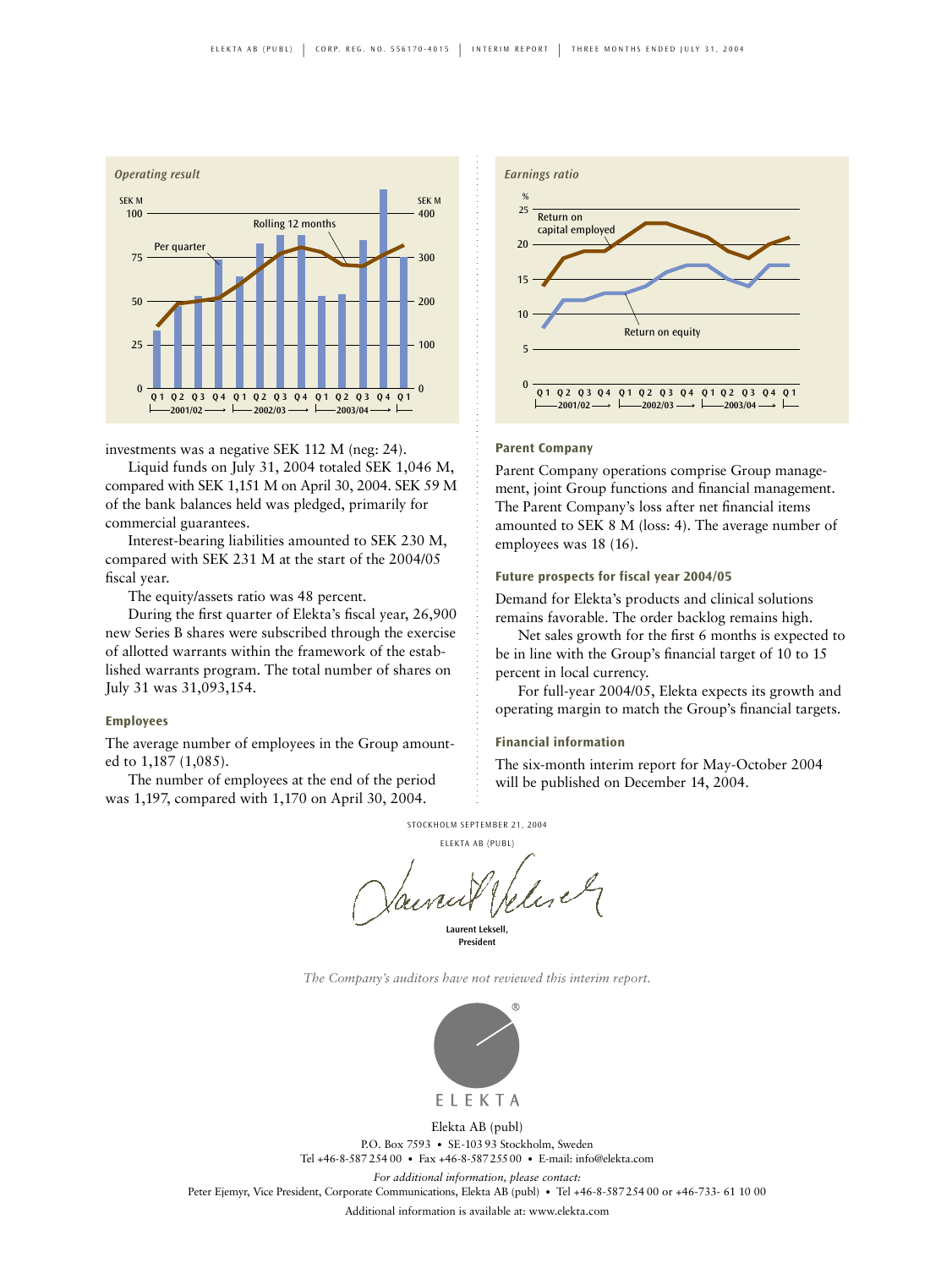*Operating result*

SEK M

100

75

50

25

0

SEK M

400

300

200

100

0

Rolling 12 months

Per quarter

Q1 Q2 Q3 Q4 Q1 Q2 Q3 Q4 Q1 Q2 Q3 Q4 Q1

2001/02 2002/03 2003/04

*Earnings ratio*

%

25

20

15

10

5

0

Return on capital employed

Return on equity

Q1 Q2 Q3 Q4 Q1 Q2 Q3 Q4 Q1 Q2 Q3 Q4 Q1

2001/02 2002/03 2003/04

investments was a negative SEK 112 M (neg: 24).

Liquid funds on July 31, 2004 totaled SEK 1,046 M, compared with SEK 1,151 M on April 30, 2004. SEK 59 M of the bank balances held was pledged, primarily for commercial guarantees.

Interest-bearing liabilities amounted to SEK 230 M, compared with SEK 231 M at the start of the 2004/05 fiscal year.

The equity/assets ratio was 48 percent.

During the first quarter of Elekta's fiscal year, 26,900 new Series B shares were subscribed through the exercise of allotted warrants within the framework of the established warrants program. The total number of shares on July 31 was 31,093,154.

### Employees

The average number of employees in the Group amounted to 1,187 (1,085).

The number of employees at the end of the period was 1,197, compared with 1,170 on April 30, 2004.

### Parent Company

Parent Company operations comprise Group management, joint Group functions and financial management. The Parent Company's loss after net financial items amounted to SEK 8 M (loss: 4). The average number of employees was 18 (16).

### Future prospects for fiscal year 2004/05

Demand for Elekta's products and clinical solutions remains favorable. The order backlog remains high.

Net sales growth for the first 6 months is expected to be in line with the Group's financial target of 10 to 15 percent in local currency.

For full-year 2004/05, Elekta expects its growth and operating margin to match the Group's financial targets.

### Financial information

The six-month interim report for May-October 2004 will be published on December 14, 2004.

STOCKHOLM SEPTEMBER 21, 2004

ELEKTA AB (PUBL)

**Laurent Leksell,**
**President**

*The Company's auditors have not reviewed this interim report.*

ELEKTA

Elekta AB (publ)

P.O. Box 7593 • SE-103 93 Stockholm, Sweden

Tel +46-8-587 254 00 • Fax +46-8-587 255 00 • E-mail: info@elekta.com

*For additional information, please contact:*

Peter Ejemyr, Vice President, Corporate Communications, Elekta AB (publ) • Tel +46-8-587 254 00 or +46-733- 61 10 00

Additional information is available at: www.elekta.com